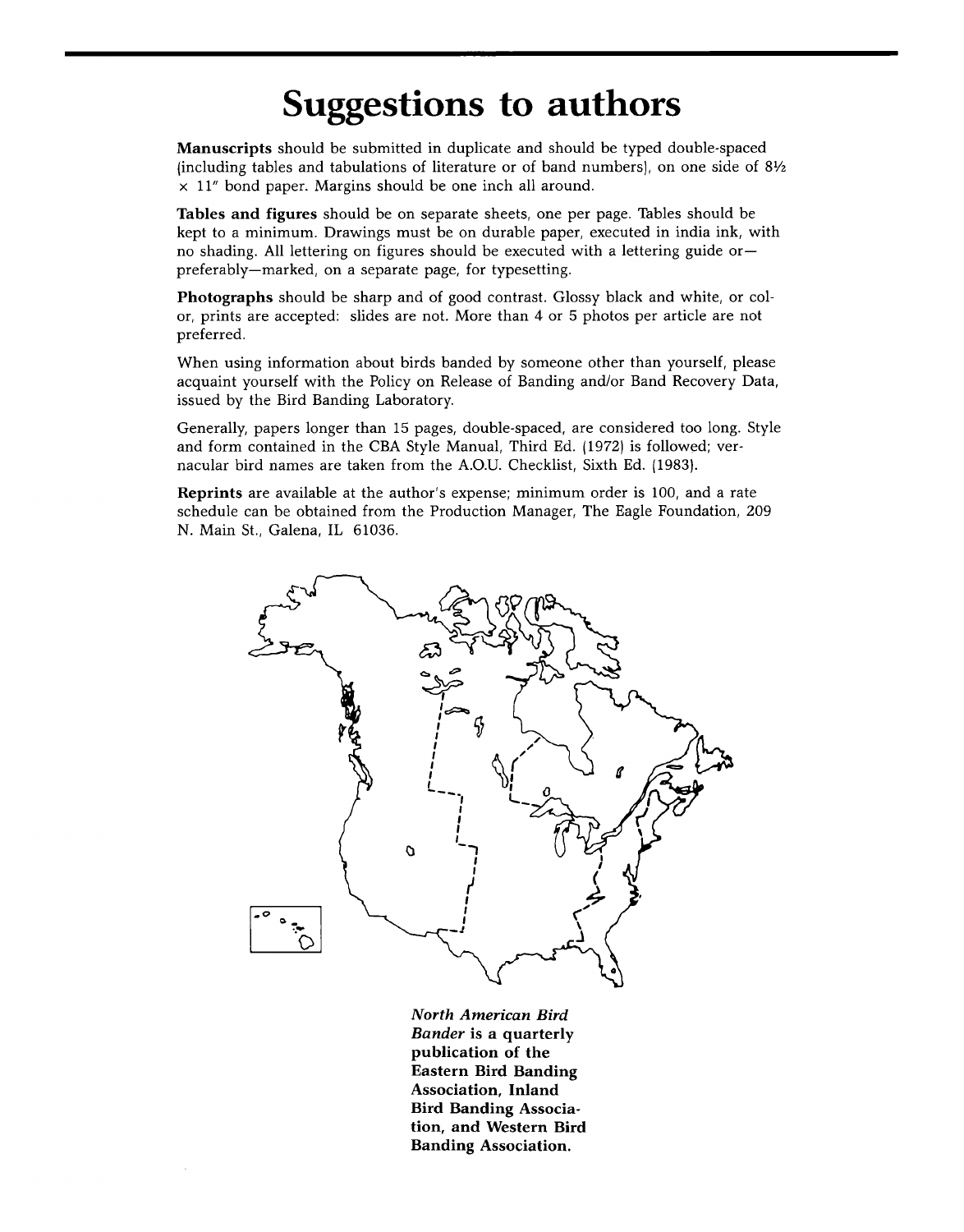# Suggestions to authors

**Manuscripts** should be submitted in duplicate and should be typed double-spaced (including tables and tabulations of literature or of band numbers), on one side of 8½ × 11" bond paper. Margins should be one inch all around.

**Tables and figures** should be on separate sheets, one per page. Tables should be kept to a minimum. Drawings must be on durable paper, executed in india ink, with no shading. All lettering on figures should be executed with a lettering guide or—preferably—marked, on a separate page, for typesetting.

**Photographs** should be sharp and of good contrast. Glossy black and white, or color, prints are accepted: slides are not. More than 4 or 5 photos per article are not preferred.

When using information about birds banded by someone other than yourself, please acquaint yourself with the Policy on Release of Banding and/or Band Recovery Data, issued by the Bird Banding Laboratory.

Generally, papers longer than 15 pages, double-spaced, are considered too long. Style and form contained in the CBA Style Manual, Third Ed. (1972) is followed; vernacular bird names are taken from the A.O.U. Checklist, Sixth Ed. (1983).

**Reprints** are available at the author's expense; minimum order is 100, and a rate schedule can be obtained from the Production Manager, The Eagle Foundation, 209 N. Main St., Galena, IL 61036.

***North American Bird Bander* is a quarterly publication of the Eastern Bird Banding Association, Inland Bird Banding Association, and Western Bird Banding Association.**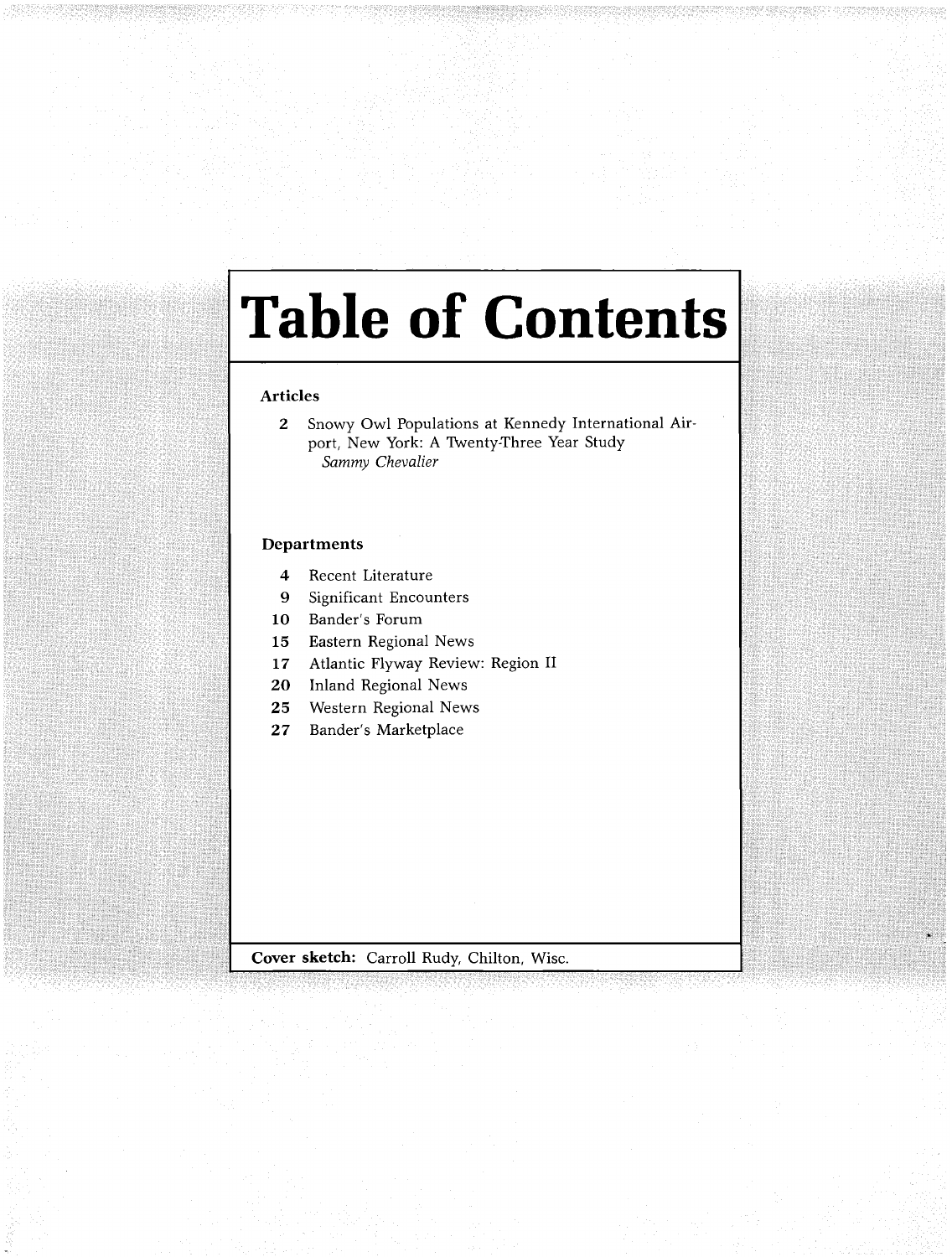# Table of Contents

## Articles

2 Snowy Owl Populations at Kennedy International Airport, New York: A Twenty-Three Year Study
*Sammy Chevalier*

## Departments

**4** Recent Literature
**9** Significant Encounters
**10** Bander's Forum
**15** Eastern Regional News
**17** Atlantic Flyway Review: Region II
**20** Inland Regional News
**25** Western Regional News
**27** Bander's Marketplace

**Cover sketch:** Carroll Rudy, Chilton, Wisc.